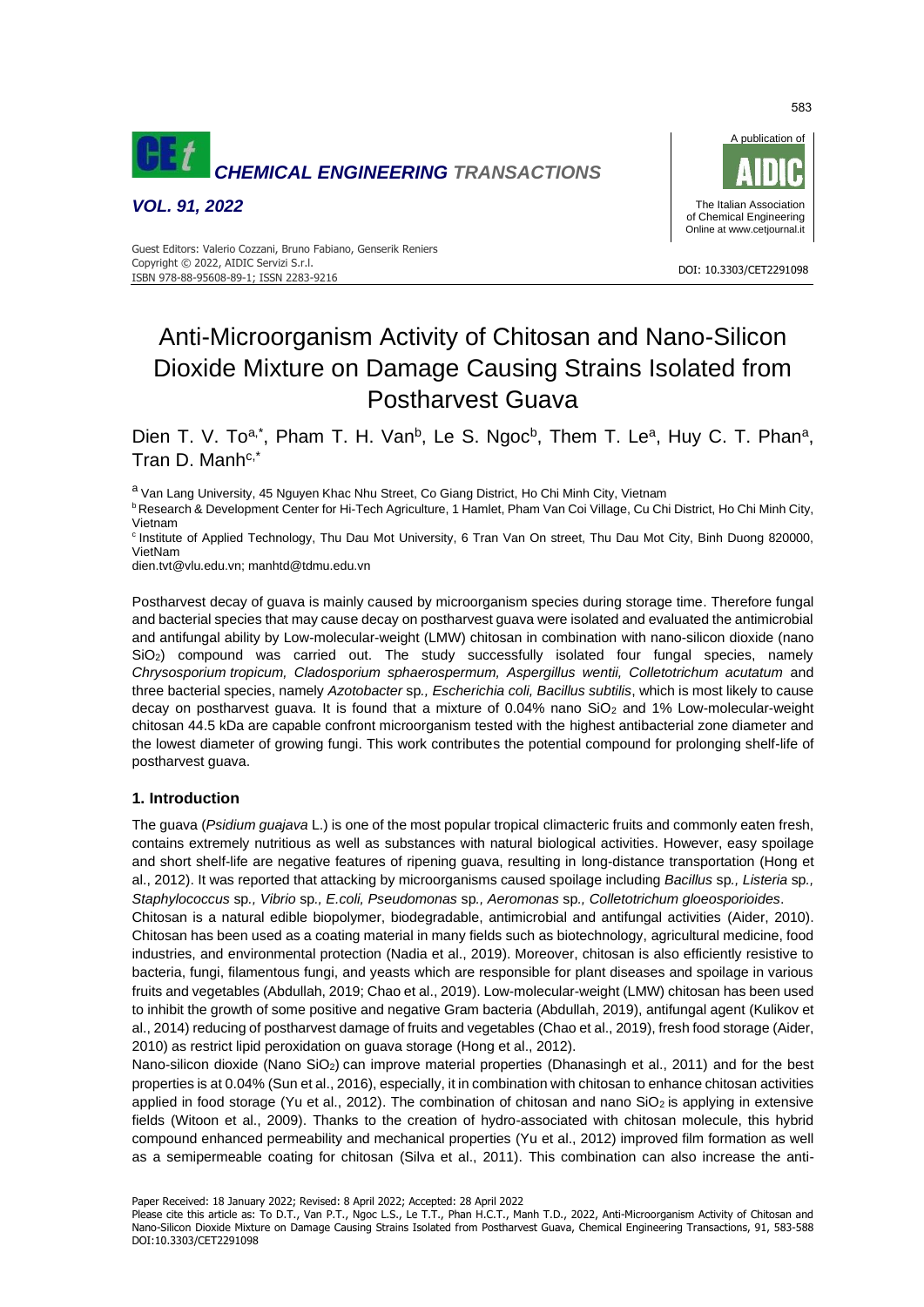# Anti-Microorganism Activity of Chitosan and Nano-Silicon Dioxide Mixture on Damage Causing Strains Isolated from Postharvest Guava

Dien T. V. To[a,*], Pham T. H. Van[b], Le S. Ngoc[b], Them T. Le[a], Huy C. T. Phan[a], Tran D. Manh[c,*]

[a] Van Lang University, 45 Nguyen Khac Nhu Street, Co Giang District, Ho Chi Minh City, Vietnam

[b] Research & Development Center for Hi-Tech Agriculture, 1 Hamlet, Pham Van Coi Village, Cu Chi District, Ho Chi Minh City, Vietnam

[c] Institute of Applied Technology, Thu Dau Mot University, 6 Tran Van On street, Thu Dau Mot City, Binh Duong 820000, VietNam

dien.tvt@vlu.edu.vn; manhtd@tdmu.edu.vn

Postharvest decay of guava is mainly caused by microorganism species during storage time. Therefore fungal and bacterial species that may cause decay on postharvest guava were isolated and evaluated the antimicrobial and antifungal ability by Low-molecular-weight (LMW) chitosan in combination with nano-silicon dioxide (nano $SiO_2$) compound was carried out. The study successfully isolated four fungal species, namely *Chrysosporium tropicum, Cladosporium sphaerospermum, Aspergillus wentii, Colletotrichum acutatum* and three bacterial species, namely *Azotobacter* sp*., Escherichia coli, Bacillus subtilis*, which is most likely to cause decay on postharvest guava. It is found that a mixture of 0.04% nano $SiO_2$ and 1% Low-molecular-weight chitosan 44.5 kDa are capable confront microorganism tested with the highest antibacterial zone diameter and the lowest diameter of growing fungi. This work contributes the potential compound for prolonging shelf-life of postharvest guava.

## 1. Introduction

The guava (*Psidium guajava* L.) is one of the most popular tropical climacteric fruits and commonly eaten fresh, contains extremely nutritious as well as substances with natural biological activities. However, easy spoilage and short shelf-life are negative features of ripening guava, resulting in long-distance transportation (Hong et al., 2012). It was reported that attacking by microorganisms caused spoilage including *Bacillus* sp*., Listeria* sp*., Staphylococcus* sp*., Vibrio* sp*., E.coli, Pseudomonas* sp*., Aeromonas* sp*., Colletotrichum gloeosporioides*.

Chitosan is a natural edible biopolymer, biodegradable, antimicrobial and antifungal activities (Aider, 2010). Chitosan has been used as a coating material in many fields such as biotechnology, agricultural medicine, food industries, and environmental protection (Nadia et al., 2019). Moreover, chitosan is also efficiently resistive to bacteria, fungi, filamentous fungi, and yeasts which are responsible for plant diseases and spoilage in various fruits and vegetables (Abdullah, 2019; Chao et al., 2019). Low-molecular-weight (LMW) chitosan has been used to inhibit the growth of some positive and negative Gram bacteria (Abdullah, 2019), antifungal agent (Kulikov et al., 2014) reducing of postharvest damage of fruits and vegetables (Chao et al., 2019), fresh food storage (Aider, 2010) as restrict lipid peroxidation on guava storage (Hong et al., 2012).

Nano-silicon dioxide (Nano $SiO_2$) can improve material properties (Dhanasingh et al., 2011) and for the best properties is at 0.04% (Sun et al., 2016), especially, it in combination with chitosan to enhance chitosan activities applied in food storage (Yu et al., 2012). The combination of chitosan and nano $SiO_2$ is applying in extensive fields (Witoon et al., 2009). Thanks to the creation of hydro-associated with chitosan molecule, this hybrid compound enhanced permeability and mechanical properties (Yu et al., 2012) improved film formation as well as a semipermeable coating for chitosan (Silva et al., 2011). This combination can also increase the anti-

Paper Received: 18 January 2022; Revised: 8 April 2022; Accepted: 28 April 2022

Please cite this article as: To D.T., Van P.T., Ngoc L.S., Le T.T., Phan H.C.T., Manh T.D., 2022, Anti-Microorganism Activity of Chitosan and Nano-Silicon Dioxide Mixture on Damage Causing Strains Isolated from Postharvest Guava, Chemical Engineering Transactions, 91, 583-588 DOI:10.3303/CET2291098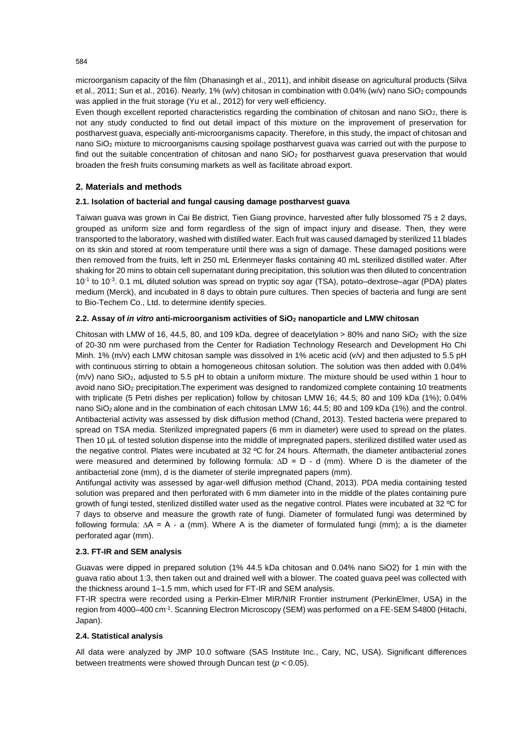microorganism capacity of the film (Dhanasingh et al., 2011), and inhibit disease on agricultural products (Silva et al., 2011; Sun et al., 2016). Nearly, 1% (w/v) chitosan in combination with 0.04% (w/v) nano $SiO_2$ compounds was applied in the fruit storage (Yu et al., 2012) for very well efficiency.

Even though excellent reported characteristics regarding the combination of chitosan and nano $SiO_2$, there is not any study conducted to find out detail impact of this mixture on the improvement of preservation for postharvest guava, especially anti-microorganisms capacity. Therefore, in this study, the impact of chitosan and nano $SiO_2$ mixture to microorganisms causing spoilage postharvest guava was carried out with the purpose to find out the suitable concentration of chitosan and nano $SiO_2$ for postharvest guava preservation that would broaden the fresh fruits consuming markets as well as facilitate abroad export.

## 2. Materials and methods

### 2.1. Isolation of bacterial and fungal causing damage postharvest guava

Taiwan guava was grown in Cai Be district, Tien Giang province, harvested after fully blossomed 75 ± 2 days, grouped as uniform size and form regardless of the sign of impact injury and disease. Then, they were transported to the laboratory, washed with distilled water. Each fruit was caused damaged by sterilized 11 blades on its skin and stored at room temperature until there was a sign of damage. These damaged positions were then removed from the fruits, left in 250 mL Erlenmeyer flasks containing 40 mL sterilized distilled water. After shaking for 20 mins to obtain cell supernatant during precipitation, this solution was then diluted to concentration $10^{-1}$ to $10^{-3}$. 0.1 mL diluted solution was spread on tryptic soy agar (TSA), potato–dextrose–agar (PDA) plates medium (Merck), and incubated in 8 days to obtain pure cultures. Then species of bacteria and fungi are sent to Bio-Techem Co., Ltd. to determine identify species.

### 2.2. Assay of *in vitro* anti-microorganism activities of $SiO_2$ nanoparticle and LMW chitosan

Chitosan with LMW of 16, 44.5, 80, and 109 kDa, degree of deacetylation > 80% and nano $SiO_2$ with the size of 20-30 nm were purchased from the Center for Radiation Technology Research and Development Ho Chi Minh. 1% (m/v) each LMW chitosan sample was dissolved in 1% acetic acid (v/v) and then adjusted to 5.5 pH with continuous stirring to obtain a homogeneous chitosan solution. The solution was then added with 0.04% (m/v) nano $SiO_2$, adjusted to 5.5 pH to obtain a uniform mixture. The mixture should be used within 1 hour to avoid nano $SiO_2$ precipitation.The experiment was designed to randomized complete containing 10 treatments with triplicate (5 Petri dishes per replication) follow by chitosan LMW 16; 44.5; 80 and 109 kDa (1%); 0.04% nano $SiO_2$ alone and in the combination of each chitosan LMW 16; 44.5; 80 and 109 kDa (1%), and the control. Antibacterial activity was assessed by disk diffusion method (Chand, 2013). Tested bacteria were prepared to spread on TSA media. Sterilized impregnated papers (6 mm in diameter) were used to spread on the plates. Then 10 µL of tested solution dispense into the middle of impregnated papers, sterilized distilled water used as the negative control. Plates were incubated at 32 ºC for 24 hours. Aftermath, the diameter antibacterial zones were measured and determined by following formula: $\Delta D = D - d$ (mm). Where D is the diameter of the antibacterial zone (mm), d is the diameter of sterile impregnated papers (mm).

Antifungal activity was assessed by agar-well diffusion method (Chand, 2013). PDA media containing tested solution was prepared and then perforated with 6 mm diameter into in the middle of the plates containing pure growth of fungi tested, sterilized distilled water used as the negative control. Plates were incubated at 32 ºC for 7 days to observe and measure the growth rate of fungi. Diameter of formulated fungi was determined by following formula: $\Delta A = A - a$ (mm). Where A is the diameter of formulated fungi (mm); a is the diameter perforated agar (mm).

### 2.3. FT-IR and SEM analysis

Guavas were dipped in prepared solution (1% 44.5 kDa chitosan and 0.04% nano $SiO_2$) for 1 min with the guava ratio about 1:3, then taken out and drained well with a blower. The coated guava peel was collected with the thickness around 1–1.5 mm, which used for FT-IR and SEM analysis.

FT-IR spectra were recorded using a Perkin-Elmer MIR/NIR Frontier instrument (PerkinElmer, USA) in the region from 4000–400 $cm^{-1}$. Scanning Electron Microscopy (SEM) was performed on a FE-SEM S4800 (Hitachi, Japan).

### 2.4. Statistical analysis

All data were analyzed by JMP 10.0 software (SAS Institute Inc., Cary, NC, USA). Significant differences between treatments were showed through Duncan test ($p < 0.05$).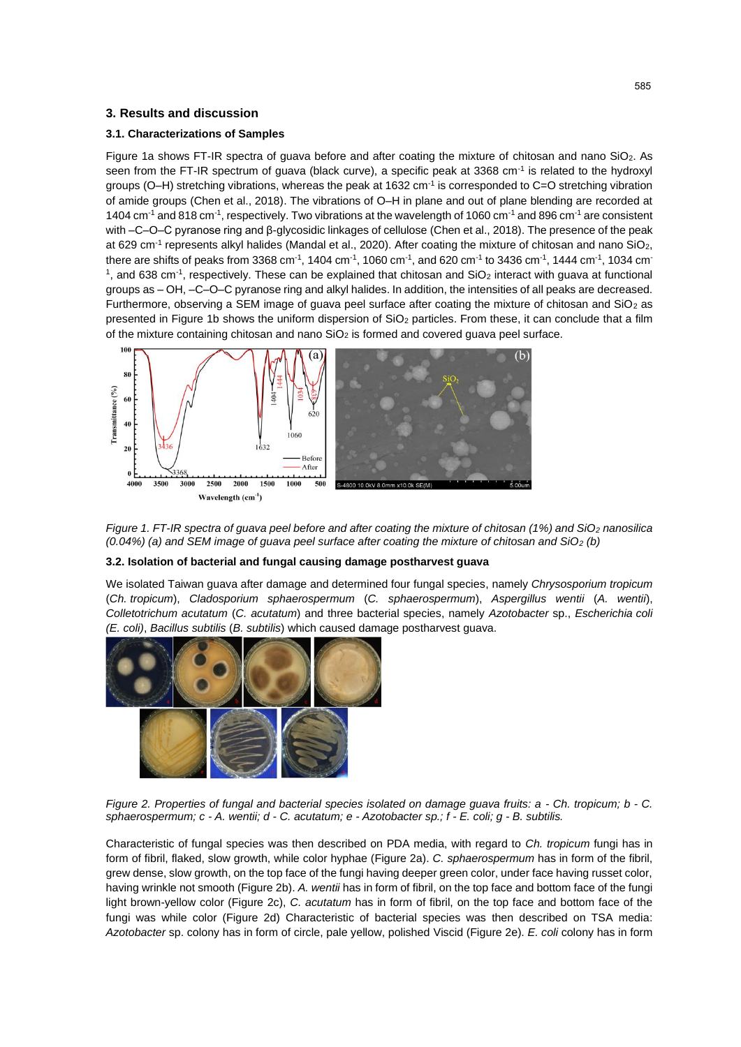## 3. Results and discussion

### 3.1. Characterizations of Samples

Figure 1a shows FT-IR spectra of guava before and after coating the mixture of chitosan and nano $SiO_2$. As seen from the FT-IR spectrum of guava (black curve), a specific peak at 3368 $cm^{-1}$ is related to the hydroxyl groups (O–H) stretching vibrations, whereas the peak at 1632 $cm^{-1}$ is corresponded to C=O stretching vibration of amide groups (Chen et al., 2018). The vibrations of O–H in plane and out of plane blending are recorded at 1404 $cm^{-1}$ and 818 $cm^{-1}$, respectively. Two vibrations at the wavelength of 1060 $cm^{-1}$ and 896 $cm^{-1}$ are consistent with –C–O–C pyranose ring and β-glycosidic linkages of cellulose (Chen et al., 2018). The presence of the peak at 629 $cm^{-1}$ represents alkyl halides (Mandal et al., 2020). After coating the mixture of chitosan and nano $SiO_2$, there are shifts of peaks from 3368 $cm^{-1}$, 1404 $cm^{-1}$, 1060 $cm^{-1}$, and 620 $cm^{-1}$ to 3436 $cm^{-1}$, 1444 $cm^{-1}$, 1034 $cm^{-1}$, and 638 $cm^{-1}$, respectively. These can be explained that chitosan and $SiO_2$ interact with guava at functional groups as – OH, –C–O–C pyranose ring and alkyl halides. In addition, the intensities of all peaks are decreased. Furthermore, observing a SEM image of guava peel surface after coating the mixture of chitosan and $SiO_2$ as presented in Figure 1b shows the uniform dispersion of $SiO_2$ particles. From these, it can conclude that a film of the mixture containing chitosan and nano $SiO_2$ is formed and covered guava peel surface.

*Figure 1. FT-IR spectra of guava peel before and after coating the mixture of chitosan (1%) and $SiO_2$ nanosilica (0.04%) (a) and SEM image of guava peel surface after coating the mixture of chitosan and $SiO_2$ (b)*

### 3.2. Isolation of bacterial and fungal causing damage postharvest guava

We isolated Taiwan guava after damage and determined four fungal species, namely *Chrysosporium tropicum* (*Ch. tropicum*), *Cladosporium sphaerospermum* (*C. sphaerospermum*), *Aspergillus wentii* (*A. wentii*), *Colletotrichum acutatum* (*C. acutatum*) and three bacterial species, namely *Azotobacter* sp., *Escherichia coli (E. coli)*, *Bacillus subtilis* (*B. subtilis*) which caused damage postharvest guava.

*Figure 2. Properties of fungal and bacterial species isolated on damage guava fruits: a - Ch. tropicum; b - C. sphaerospermum; c - A. wentii; d - C. acutatum; e - Azotobacter sp.; f - E. coli; g - B. subtilis.*

Characteristic of fungal species was then described on PDA media, with regard to *Ch. tropicum* fungi has in form of fibril, flaked, slow growth, while color hyphae (Figure 2a). *C. sphaerospermum* has in form of the fibril, grew dense, slow growth, on the top face of the fungi having deeper green color, under face having russet color, having wrinkle not smooth (Figure 2b). *A. wentii* has in form of fibril, on the top face and bottom face of the fungi light brown-yellow color (Figure 2c), *C. acutatum* has in form of fibril, on the top face and bottom face of the fungi was while color (Figure 2d) Characteristic of bacterial species was then described on TSA media: *Azotobacter* sp. colony has in form of circle, pale yellow, polished Viscid (Figure 2e). *E. coli* colony has in form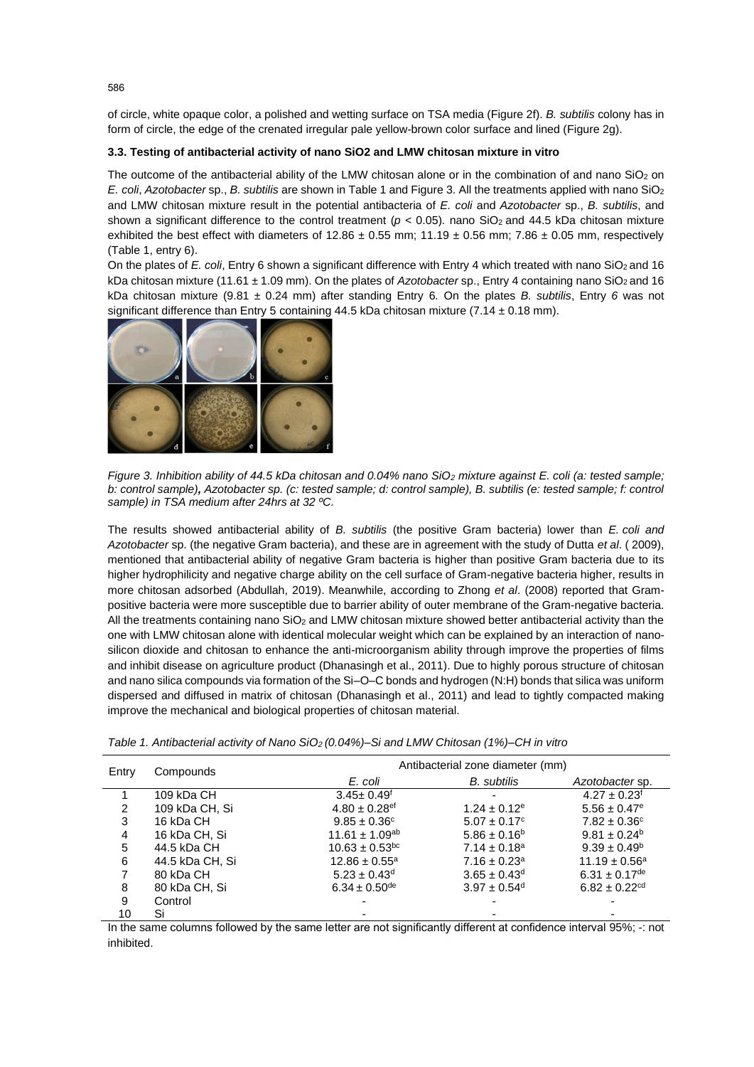of circle, white opaque color, a polished and wetting surface on TSA media (Figure 2f). *B. subtilis* colony has in form of circle, the edge of the crenated irregular pale yellow-brown color surface and lined (Figure 2g).

### 3.3. Testing of antibacterial activity of nano SiO2 and LMW chitosan mixture in vitro

The outcome of the antibacterial ability of the LMW chitosan alone or in the combination of and nano $SiO_2$ on *E. coli*, *Azotobacter* sp., *B. subtilis* are shown in Table 1 and Figure 3. All the treatments applied with nano $SiO_2$ and LMW chitosan mixture result in the potential antibacteria of *E. coli* and *Azotobacter* sp., *B. subtilis*, and shown a significant difference to the control treatment ($p < 0.05$). nano $SiO_2$ and 44.5 kDa chitosan mixture exhibited the best effect with diameters of 12.86 ± 0.55 mm; 11.19 ± 0.56 mm; 7.86 ± 0.05 mm, respectively (Table 1, entry 6).

On the plates of *E. coli*, Entry 6 shown a significant difference with Entry 4 which treated with nano $SiO_2$ and 16 kDa chitosan mixture (11.61 ± 1.09 mm). On the plates of *Azotobacter* sp., Entry 4 containing nano $SiO_2$ and 16 kDa chitosan mixture (9.81 ± 0.24 mm) after standing Entry 6. On the plates *B. subtilis*, Entry *6* was not significant difference than Entry 5 containing 44.5 kDa chitosan mixture (7.14 ± 0.18 mm).

*Figure 3. Inhibition ability of 44.5 kDa chitosan and 0.04% nano $SiO_2$ mixture against E. coli (a: tested sample; b: control sample)**,** Azotobacter sp. (c: tested sample; d: control sample), B. subtilis (e: tested sample; f: control sample) in TSA medium after 24hrs at 32 ºC.*

The results showed antibacterial ability of *B. subtilis* (the positive Gram bacteria) lower than *E. coli and Azotobacter* sp. (the negative Gram bacteria), and these are in agreement with the study of Dutta *et al*. ( 2009), mentioned that antibacterial ability of negative Gram bacteria is higher than positive Gram bacteria due to its higher hydrophilicity and negative charge ability on the cell surface of Gram-negative bacteria higher, results in more chitosan adsorbed (Abdullah, 2019). Meanwhile, according to Zhong *et al*. (2008) reported that Gram-positive bacteria were more susceptible due to barrier ability of outer membrane of the Gram-negative bacteria. All the treatments containing nano $SiO_2$ and LMW chitosan mixture showed better antibacterial activity than the one with LMW chitosan alone with identical molecular weight which can be explained by an interaction of nano-silicon dioxide and chitosan to enhance the anti-microorganism ability through improve the properties of films and inhibit disease on agriculture product (Dhanasingh et al., 2011). Due to highly porous structure of chitosan and nano silica compounds via formation of the Si–O–C bonds and hydrogen (N:H) bonds that silica was uniform dispersed and diffused in matrix of chitosan (Dhanasingh et al., 2011) and lead to tightly compacted making improve the mechanical and biological properties of chitosan material.

*Table 1. Antibacterial activity of Nano $SiO_2$ (0.04%)–Si and LMW Chitosan (1%)–CH in vitro*

| Entry | Compounds | Antibacterial zone diameter (mm) | | |
|---|---|---|---|---|
| | | *E. coli* | *B. subtilis* | *Azotobacter* sp. |
| 1 | 109 kDa CH | $3.45 \pm 0.49^{f}$ | - | $4.27 \pm 0.23^{f}$ |
| 2 | 109 kDa CH, Si | $4.80 \pm 0.28^{ef}$ | $1.24 \pm 0.12^{e}$ | $5.56 \pm 0.47^{e}$ |
| 3 | 16 kDa CH | $9.85 \pm 0.36^{c}$ | $5.07 \pm 0.17^{c}$ | $7.82 \pm 0.36^{c}$ |
| 4 | 16 kDa CH, Si | $11.61 \pm 1.09^{ab}$ | $5.86 \pm 0.16^{b}$ | $9.81 \pm 0.24^{b}$ |
| 5 | 44.5 kDa CH | $10.63 \pm 0.53^{bc}$ | $7.14 \pm 0.18^{a}$ | $9.39 \pm 0.49^{b}$ |
| 6 | 44.5 kDa CH, Si | $12.86 \pm 0.55^{a}$ | $7.16 \pm 0.23^{a}$ | $11.19 \pm 0.56^{a}$ |
| 7 | 80 kDa CH | $5.23 \pm 0.43^{d}$ | $3.65 \pm 0.43^{d}$ | $6.31 \pm 0.17^{de}$ |
| 8 | 80 kDa CH, Si | $6.34 \pm 0.50^{de}$ | $3.97 \pm 0.54^{d}$ | $6.82 \pm 0.22^{cd}$ |
| 9 | Control | - | - | - |
| 10 | Si | - | - | - |

In the same columns followed by the same letter are not significantly different at confidence interval 95%; -: not inhibited.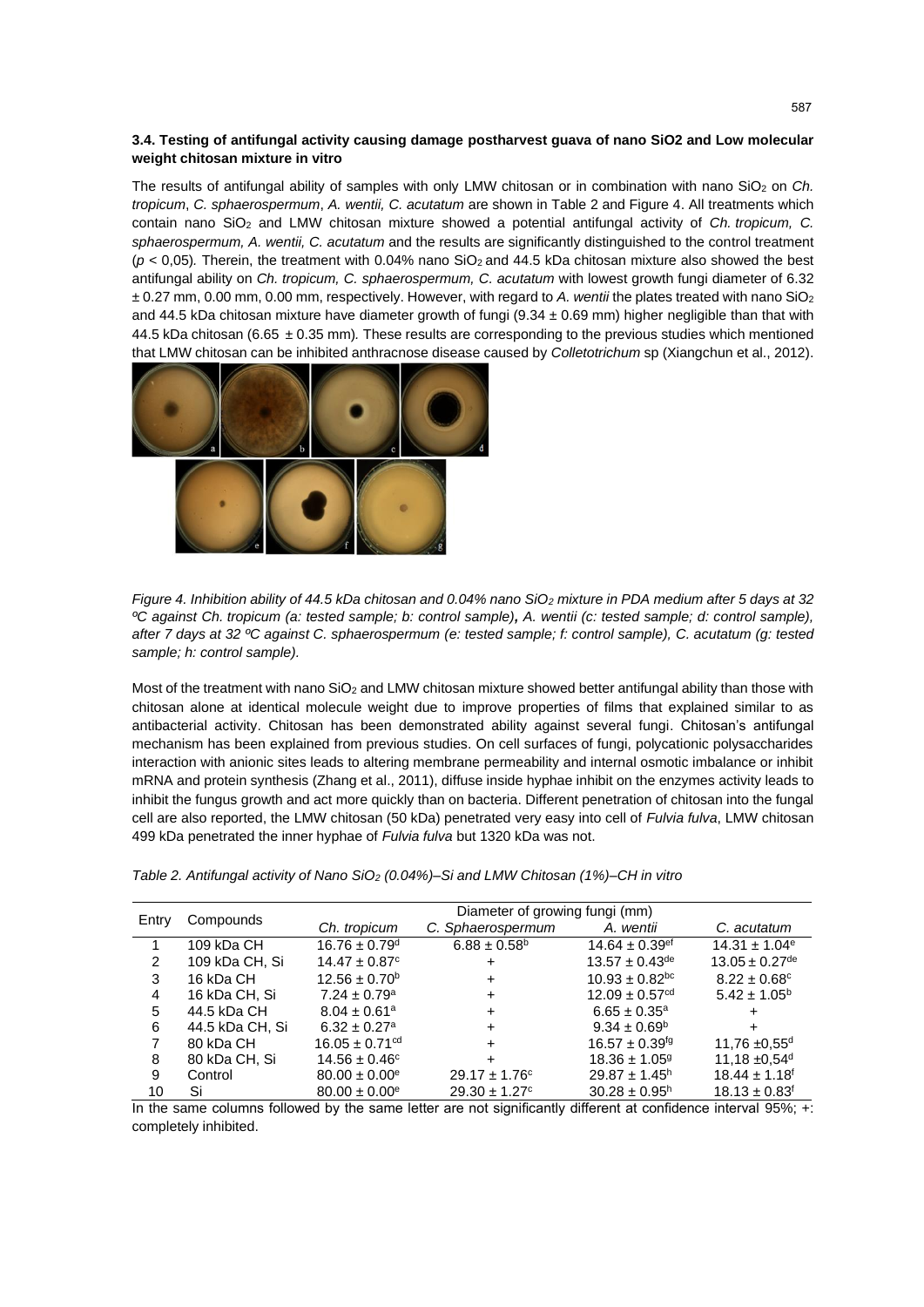### 3.4. Testing of antifungal activity causing damage postharvest guava of nano SiO2 and Low molecular weight chitosan mixture in vitro

The results of antifungal ability of samples with only LMW chitosan or in combination with nano $SiO_2$ on *Ch. tropicum*, *C. sphaerospermum*, *A. wentii, C. acutatum* are shown in Table 2 and Figure 4. All treatments which contain nano $SiO_2$ and LMW chitosan mixture showed a potential antifungal activity of *Ch. tropicum, C. sphaerospermum, A. wentii, C. acutatum* and the results are significantly distinguished to the control treatment ($p < 0{,}05$). Therein, the treatment with 0.04% nano $SiO_2$ and 44.5 kDa chitosan mixture also showed the best antifungal ability on *Ch. tropicum, C. sphaerospermum, C. acutatum* with lowest growth fungi diameter of 6.32 ± 0.27 mm, 0.00 mm, 0.00 mm, respectively. However, with regard to *A. wentii* the plates treated with nano $SiO_2$ and 44.5 kDa chitosan mixture have diameter growth of fungi (9.34 ± 0.69 mm) higher negligible than that with 44.5 kDa chitosan (6.65 ± 0.35 mm). These results are corresponding to the previous studies which mentioned that LMW chitosan can be inhibited anthracnose disease caused by *Colletotrichum* sp (Xiangchun et al., 2012).

*Figure 4. Inhibition ability of 44.5 kDa chitosan and 0.04% nano $SiO_2$ mixture in PDA medium after 5 days at 32 ºC against Ch. tropicum (a: tested sample; b: control sample), A. wentii (c: tested sample; d: control sample), after 7 days at 32 ºC against C. sphaerospermum (e: tested sample; f: control sample), C. acutatum (g: tested sample; h: control sample).*

Most of the treatment with nano $SiO_2$ and LMW chitosan mixture showed better antifungal ability than those with chitosan alone at identical molecule weight due to improve properties of films that explained similar to as antibacterial activity. Chitosan has been demonstrated ability against several fungi. Chitosan's antifungal mechanism has been explained from previous studies. On cell surfaces of fungi, polycationic polysaccharides interaction with anionic sites leads to altering membrane permeability and internal osmotic imbalance or inhibit mRNA and protein synthesis (Zhang et al., 2011), diffuse inside hyphae inhibit on the enzymes activity leads to inhibit the fungus growth and act more quickly than on bacteria. Different penetration of chitosan into the fungal cell are also reported, the LMW chitosan (50 kDa) penetrated very easy into cell of *Fulvia fulva*, LMW chitosan 499 kDa penetrated the inner hyphae of *Fulvia fulva* but 1320 kDa was not.

*Table 2. Antifungal activity of Nano $SiO_2$ (0.04%)–Si and LMW Chitosan (1%)–CH in vitro*

| Entry | Compounds | Diameter of growing fungi (mm) | | | |
|---|---|---|---|---|---|
| | | *Ch. tropicum* | *C. Sphaerospermum* | *A. wentii* | *C. acutatum* |
| 1 | 109 kDa CH | $16.76 \pm 0.79^{d}$ | $6.88 \pm 0.58^{b}$ | $14.64 \pm 0.39^{ef}$ | $14.31 \pm 1.04^{e}$ |
| 2 | 109 kDa CH, Si | $14.47 \pm 0.87^{c}$ | + | $13.57 \pm 0.43^{de}$ | $13.05 \pm 0.27^{de}$ |
| 3 | 16 kDa CH | $12.56 \pm 0.70^{b}$ | + | $10.93 \pm 0.82^{bc}$ | $8.22 \pm 0.68^{c}$ |
| 4 | 16 kDa CH, Si | $7.24 \pm 0.79^{a}$ | + | $12.09 \pm 0.57^{cd}$ | $5.42 \pm 1.05^{b}$ |
| 5 | 44.5 kDa CH | $8.04 \pm 0.61^{a}$ | + | $6.65 \pm 0.35^{a}$ | + |
| 6 | 44.5 kDa CH, Si | $6.32 \pm 0.27^{a}$ | + | $9.34 \pm 0.69^{b}$ | + |
| 7 | 80 kDa CH | $16.05 \pm 0.71^{cd}$ | + | $16.57 \pm 0.39^{fg}$ | $11{,}76 \pm 0{,}55^{d}$ |
| 8 | 80 kDa CH, Si | $14.56 \pm 0.46^{c}$ | + | $18.36 \pm 1.05^{g}$ | $11{,}18 \pm 0{,}54^{d}$ |
| 9 | Control | $80.00 \pm 0.00^{e}$ | $29.17 \pm 1.76^{c}$ | $29.87 \pm 1.45^{h}$ | $18.44 \pm 1.18^{f}$ |
| 10 | Si | $80.00 \pm 0.00^{e}$ | $29.30 \pm 1.27^{c}$ | $30.28 \pm 0.95^{h}$ | $18.13 \pm 0.83^{f}$ |

In the same columns followed by the same letter are not significantly different at confidence interval 95%; +: completely inhibited.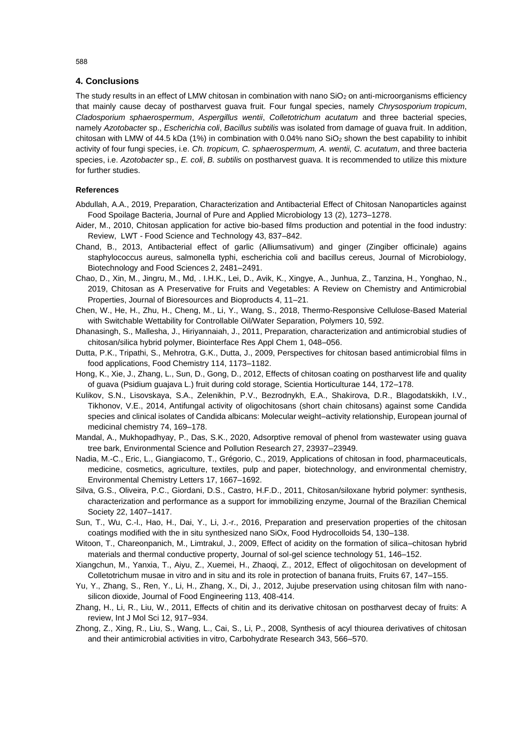## 4. Conclusions

The study results in an effect of LMW chitosan in combination with nano $SiO_2$ on anti-microorganisms efficiency that mainly cause decay of postharvest guava fruit. Four fungal species, namely *Chrysosporium tropicum*, *Cladosporium sphaerospermum*, *Aspergillus wentii*, *Colletotrichum acutatum* and three bacterial species, namely *Azotobacter* sp., *Escherichia coli*, *Bacillus subtilis* was isolated from damage of guava fruit. In addition, chitosan with LMW of 44.5 kDa (1%) in combination with 0.04% nano $SiO_2$ shown the best capability to inhibit activity of four fungi species, i.e. *Ch. tropicum, C. sphaerospermum, A. wentii, C. acutatum*, and three bacteria species, i.e. *Azotobacter* sp., *E. coli*, *B. subtilis* on postharvest guava. It is recommended to utilize this mixture for further studies.

### References

Abdullah, A.A., 2019, Preparation, Characterization and Antibacterial Effect of Chitosan Nanoparticles against Food Spoilage Bacteria, Journal of Pure and Applied Microbiology 13 (2), 1273–1278.

Aider, M., 2010, Chitosan application for active bio-based films production and potential in the food industry: Review, LWT - Food Science and Technology 43, 837–842.

Chand, B., 2013, Antibacterial effect of garlic (Alliumsativum) and ginger (Zingiber officinale) agains staphylococcus aureus, salmonella typhi, escherichia coli and bacillus cereus, Journal of Microbiology, Biotechnology and Food Sciences 2, 2481–2491.

Chao, D., Xin, M., Jingru, M., Md, . I.H.K., Lei, D., Avik, K., Xingye, A., Junhua, Z., Tanzina, H., Yonghao, N., 2019, Chitosan as A Preservative for Fruits and Vegetables: A Review on Chemistry and Antimicrobial Properties, Journal of Bioresources and Bioproducts 4, 11–21.

Chen, W., He, H., Zhu, H., Cheng, M., Li, Y., Wang, S., 2018, Thermo-Responsive Cellulose-Based Material with Switchable Wettability for Controllable Oil/Water Separation, Polymers 10, 592.

Dhanasingh, S., Mallesha, J., Hiriyannaiah, J., 2011, Preparation, characterization and antimicrobial studies of chitosan/silica hybrid polymer, Biointerface Res Appl Chem 1, 048–056.

Dutta, P.K., Tripathi, S., Mehrotra, G.K., Dutta, J., 2009, Perspectives for chitosan based antimicrobial films in food applications, Food Chemistry 114, 1173–1182.

Hong, K., Xie, J., Zhang, L., Sun, D., Gong, D., 2012, Effects of chitosan coating on postharvest life and quality of guava (Psidium guajava L.) fruit during cold storage, Scientia Horticulturae 144, 172–178.

Kulikov, S.N., Lisovskaya, S.A., Zelenikhin, P.V., Bezrodnykh, E.A., Shakirova, D.R., Blagodatskikh, I.V., Tikhonov, V.E., 2014, Antifungal activity of oligochitosans (short chain chitosans) against some Candida species and clinical isolates of Candida albicans: Molecular weight–activity relationship, European journal of medicinal chemistry 74, 169–178.

Mandal, A., Mukhopadhyay, P., Das, S.K., 2020, Adsorptive removal of phenol from wastewater using guava tree bark, Environmental Science and Pollution Research 27, 23937–23949.

Nadia, M.-C., Eric, L., Giangiacomo, T., Grégorio, C., 2019, Applications of chitosan in food, pharmaceuticals, medicine, cosmetics, agriculture, textiles, pulp and paper, biotechnology, and environmental chemistry, Environmental Chemistry Letters 17, 1667–1692.

Silva, G.S., Oliveira, P.C., Giordani, D.S., Castro, H.F.D., 2011, Chitosan/siloxane hybrid polymer: synthesis, characterization and performance as a support for immobilizing enzyme, Journal of the Brazilian Chemical Society 22, 1407–1417.

Sun, T., Wu, C.-l., Hao, H., Dai, Y., Li, J.-r., 2016, Preparation and preservation properties of the chitosan coatings modified with the in situ synthesized nano SiOx, Food Hydrocolloids 54, 130–138.

Witoon, T., Chareonpanich, M., Limtrakul, J., 2009, Effect of acidity on the formation of silica–chitosan hybrid materials and thermal conductive property, Journal of sol-gel science technology 51, 146–152.

Xiangchun, M., Yanxia, T., Aiyu, Z., Xuemei, H., Zhaoqi, Z., 2012, Effect of oligochitosan on development of Colletotrichum musae in vitro and in situ and its role in protection of banana fruits, Fruits 67, 147–155.

Yu, Y., Zhang, S., Ren, Y., Li, H., Zhang, X., Di, J., 2012, Jujube preservation using chitosan film with nano-silicon dioxide, Journal of Food Engineering 113, 408-414.

Zhang, H., Li, R., Liu, W., 2011, Effects of chitin and its derivative chitosan on postharvest decay of fruits: A review, Int J Mol Sci 12, 917–934.

Zhong, Z., Xing, R., Liu, S., Wang, L., Cai, S., Li, P., 2008, Synthesis of acyl thiourea derivatives of chitosan and their antimicrobial activities in vitro, Carbohydrate Research 343, 566–570.